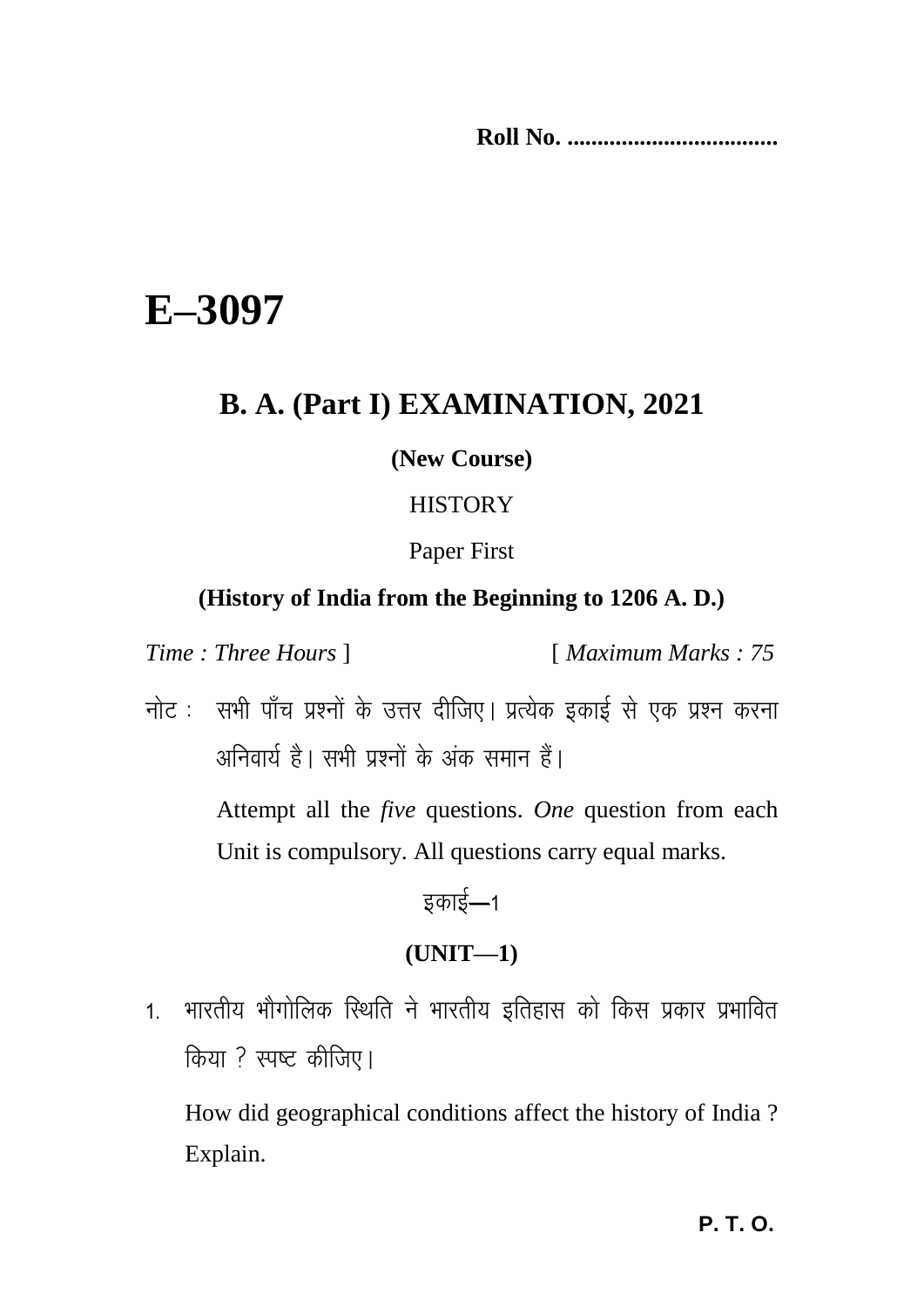**Roll No. ...................................**

# E–3097

## B. A. (Part I) EXAMINATION, 2021

**(New Course)**

HISTORY

Paper First

**(History of India from the Beginning to 1206 A. D.)**

*Time : Three Hours* ] [ *Maximum Marks : 75*

नोट : सभी पाँच प्रश्नों के उत्तर दीजिए। प्रत्येक इकाई से एक प्रश्न करना अनिवार्य है। सभी प्रश्नों के अंक समान हैं।

Attempt all the *five* questions. *One* question from each Unit is compulsory. All questions carry equal marks.

इकाई—1

**(UNIT—1)**

1. भारतीय भौगोलिक स्थिति ने भारतीय इतिहास को किस प्रकार प्रभावित किया ? स्पष्ट कीजिए।

   How did geographical conditions affect the history of India ? Explain.

**P. T. O.**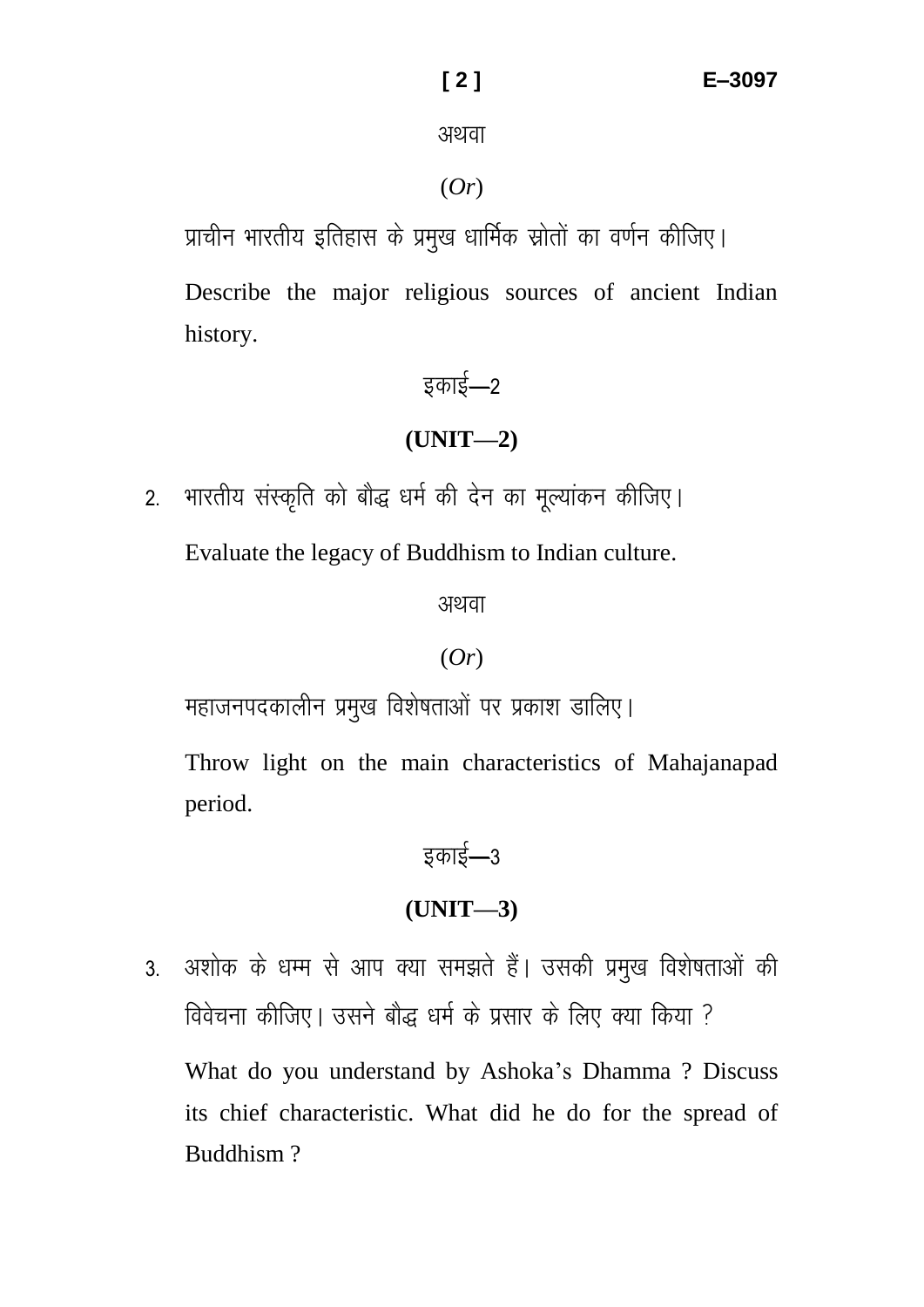अथवा

(*Or*)

प्राचीन भारतीय इतिहास के प्रमुख धार्मिक स्रोतों का वर्णन कीजिए।

Describe the major religious sources of ancient Indian history.

इकाई—2

**(UNIT—2)**

2. भारतीय संस्कृति को बौद्ध धर्म की देन का मूल्यांकन कीजिए।

   Evaluate the legacy of Buddhism to Indian culture.

अथवा

(*Or*)

महाजनपदकालीन प्रमुख विशेषताओं पर प्रकाश डालिए।

Throw light on the main characteristics of Mahajanapad period.

इकाई—3

**(UNIT—3)**

3. अशोक के धम्म से आप क्या समझते हैं। उसकी प्रमुख विशेषताओं की विवेचना कीजिए। उसने बौद्ध धर्म के प्रसार के लिए क्या किया ?

   What do you understand by Ashoka's Dhamma ? Discuss its chief characteristic. What did he do for the spread of Buddhism ?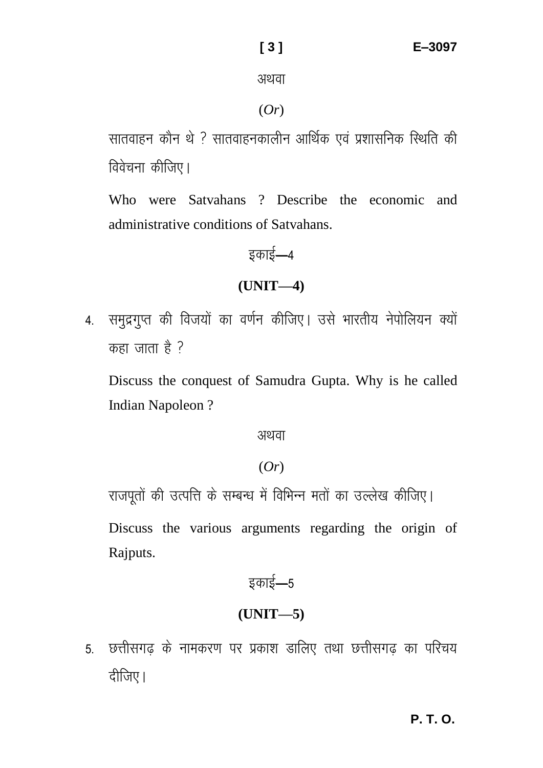अथवा

(*Or*)

सातवाहन कौन थे ? सातवाहनकालीन आर्थिक एवं प्रशासनिक स्थिति की विवेचना कीजिए।

Who were Satvahans ? Describe the economic and administrative conditions of Satvahans.

इकाई—4

**(UNIT—4)**

4. समुद्रगुप्त की विजयों का वर्णन कीजिए। उसे भारतीय नेपोलियन क्यों कहा जाता है ?

   Discuss the conquest of Samudra Gupta. Why is he called Indian Napoleon ?

अथवा

(*Or*)

राजपूतों की उत्पत्ति के सम्बन्ध में विभिन्न मतों का उल्लेख कीजिए।

Discuss the various arguments regarding the origin of Rajputs.

इकाई—5

**(UNIT—5)**

5. छत्तीसगढ़ के नामकरण पर प्रकाश डालिए तथा छत्तीसगढ़ का परिचय दीजिए।

P. T. O.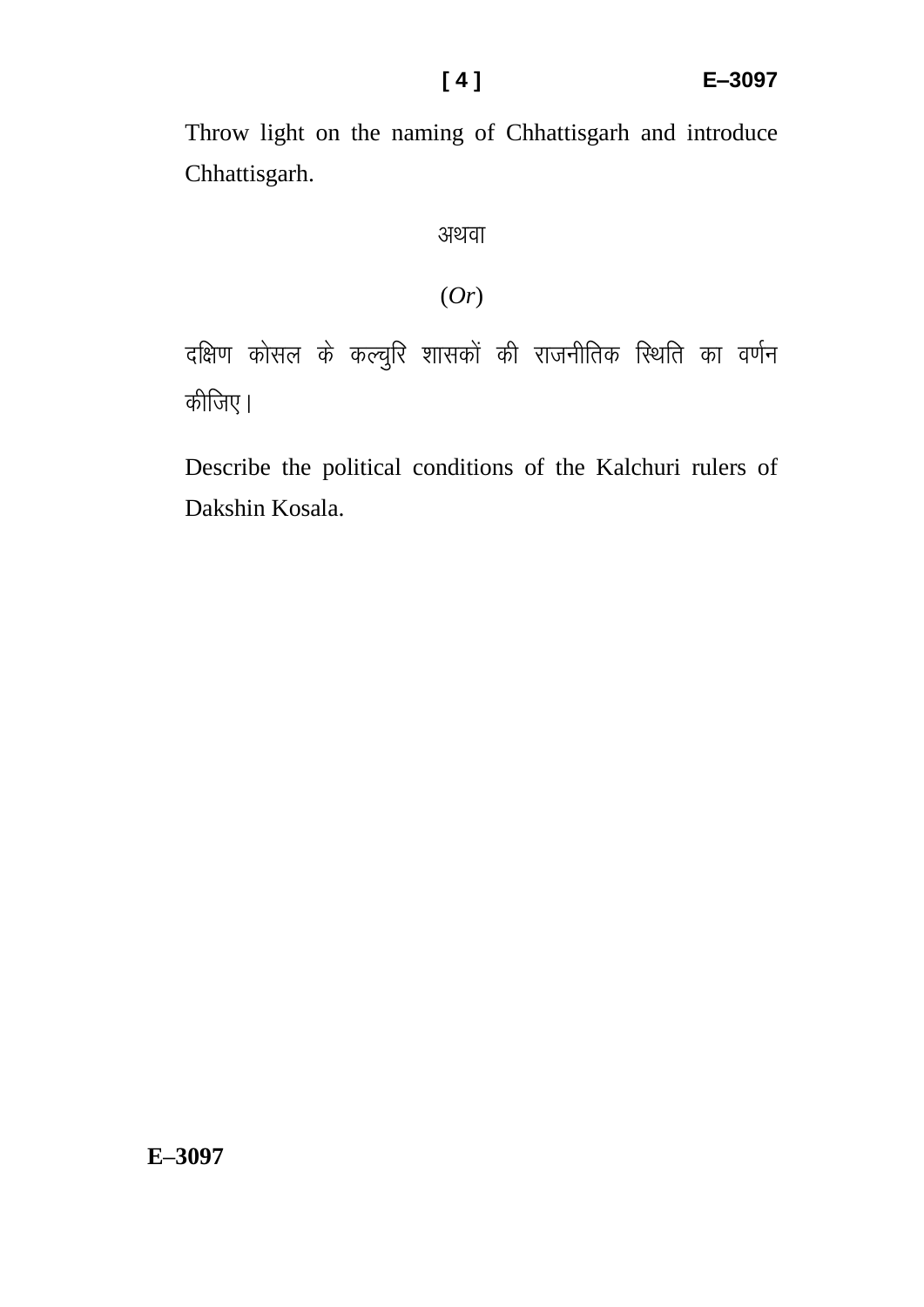Throw light on the naming of Chhattisgarh and introduce Chhattisgarh.

अथवा

(*Or*)

दक्षिण कोसल के कल्चुरि शासकों की राजनीतिक स्थिति का वर्णन कीजिए।

Describe the political conditions of the Kalchuri rulers of Dakshin Kosala.